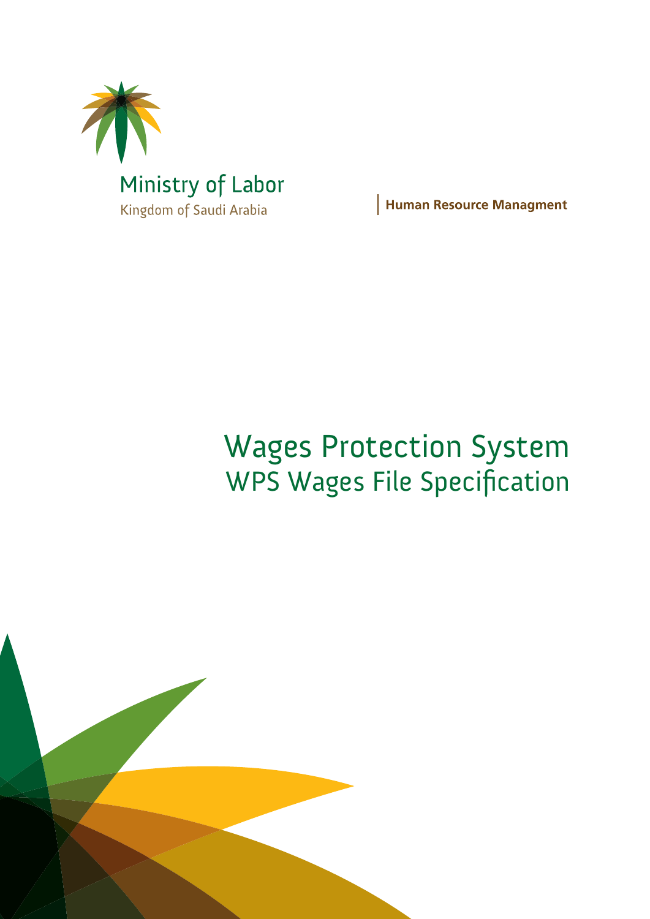Ministry of Labor

Kingdom of Saudi Arabia

**Human Resource Managment**

# Wages Protection System

## WPS Wages File Specification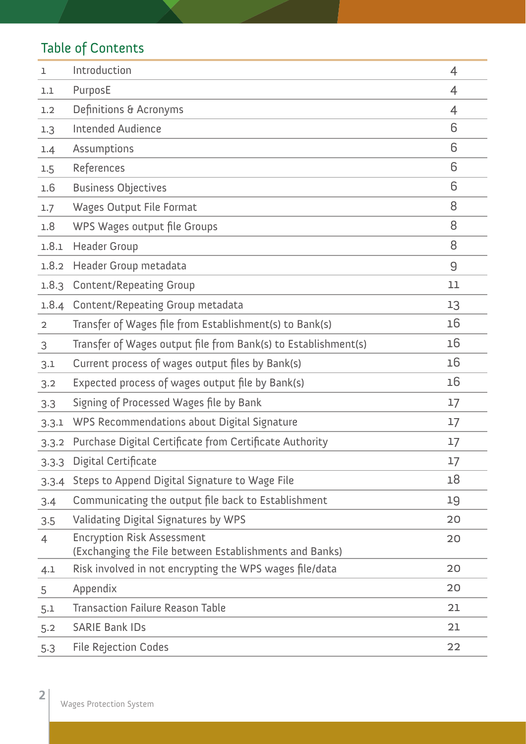## Table of Contents

| | | |
|---|---|---|
| 1 | Introduction | 4 |
| 1.1 | PurposE | 4 |
| 1.2 | Definitions & Acronyms | 4 |
| 1.3 | Intended Audience | 6 |
| 1.4 | Assumptions | 6 |
| 1.5 | References | 6 |
| 1.6 | Business Objectives | 6 |
| 1.7 | Wages Output File Format | 8 |
| 1.8 | WPS Wages output file Groups | 8 |
| 1.8.1 | Header Group | 8 |
| 1.8.2 | Header Group metadata | 9 |
| 1.8.3 | Content/Repeating Group | 11 |
| 1.8.4 | Content/Repeating Group metadata | 13 |
| 2 | Transfer of Wages file from Establishment(s) to Bank(s) | 16 |
| 3 | Transfer of Wages output file from Bank(s) to Establishment(s) | 16 |
| 3.1 | Current process of wages output files by Bank(s) | 16 |
| 3.2 | Expected process of wages output file by Bank(s) | 16 |
| 3.3 | Signing of Processed Wages file by Bank | 17 |
| 3.3.1 | WPS Recommendations about Digital Signature | 17 |
| 3.3.2 | Purchase Digital Certificate from Certificate Authority | 17 |
| 3.3.3 | Digital Certificate | 17 |
| 3.3.4 | Steps to Append Digital Signature to Wage File | 18 |
| 3.4 | Communicating the output file back to Establishment | 19 |
| 3.5 | Validating Digital Signatures by WPS | 20 |
| 4 | Encryption Risk Assessment (Exchanging the File between Establishments and Banks) | 20 |
| 4.1 | Risk involved in not encrypting the WPS wages file/data | 20 |
| 5 | Appendix | 20 |
| 5.1 | Transaction Failure Reason Table | 21 |
| 5.2 | SARIE Bank IDs | 21 |
| 5.3 | File Rejection Codes | 22 |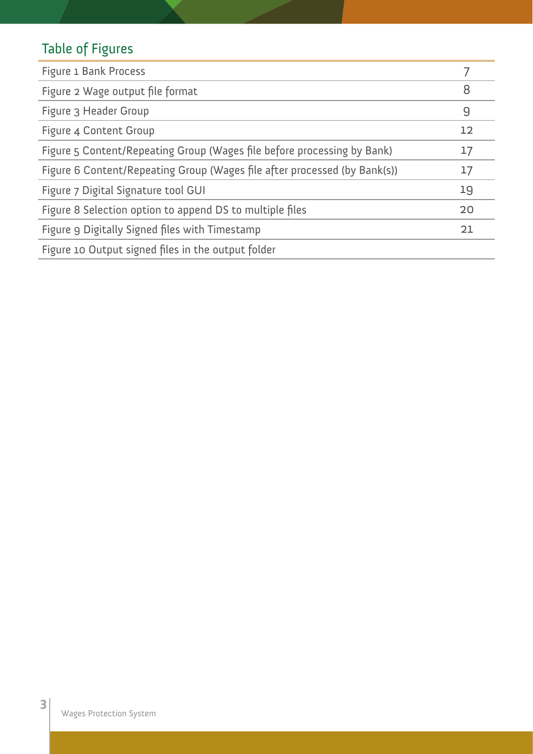## Table of Figures

| | |
|---|---|
| Figure 1 Bank Process | 7 |
| Figure 2 Wage output file format | 8 |
| Figure 3 Header Group | 9 |
| Figure 4 Content Group | 12 |
| Figure 5 Content/Repeating Group (Wages file before processing by Bank) | 17 |
| Figure 6 Content/Repeating Group (Wages file after processed (by Bank(s)) | 17 |
| Figure 7 Digital Signature tool GUI | 19 |
| Figure 8 Selection option to append DS to multiple files | 20 |
| Figure 9 Digitally Signed files with Timestamp | 21 |
| Figure 10 Output signed files in the output folder | |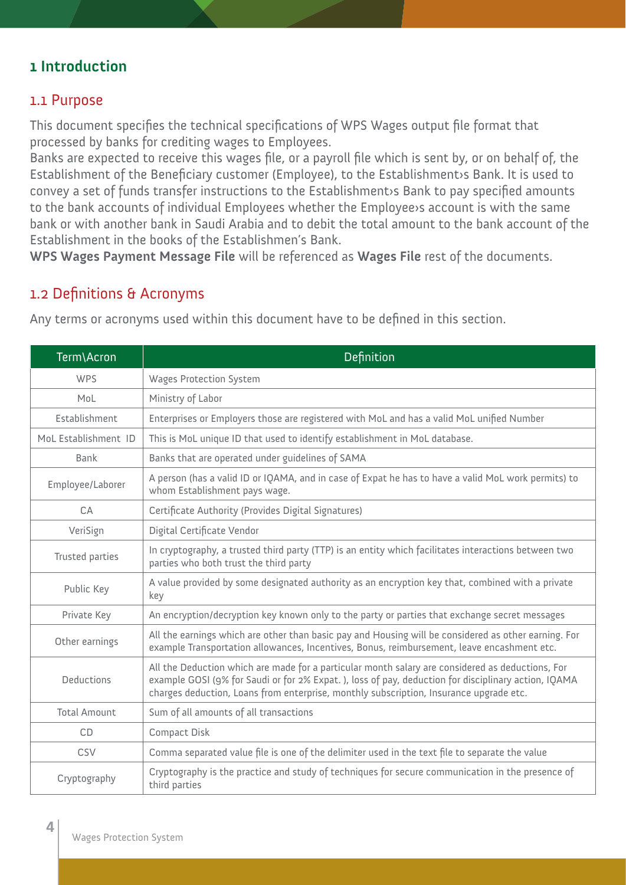# 1 Introduction

## 1.1 Purpose

This document specifies the technical specifications of WPS Wages output file format that processed by banks for crediting wages to Employees.
Banks are expected to receive this wages file, or a payroll file which is sent by, or on behalf of, the Establishment of the Beneficiary customer (Employee), to the Establishment›s Bank. It is used to convey a set of funds transfer instructions to the Establishment›s Bank to pay specified amounts to the bank accounts of individual Employees whether the Employee›s account is with the same bank or with another bank in Saudi Arabia and to debit the total amount to the bank account of the Establishment in the books of the Establishmen's Bank.
**WPS Wages Payment Message File** will be referenced as **Wages File** rest of the documents.

## 1.2 Definitions & Acronyms

Any terms or acronyms used within this document have to be defined in this section.

| Term\Acron | Definition |
|---|---|
| WPS | Wages Protection System |
| MoL | Ministry of Labor |
| Establishment | Enterprises or Employers those are registered with MoL and has a valid MoL unified Number |
| MoL Establishment ID | This is MoL unique ID that used to identify establishment in MoL database. |
| Bank | Banks that are operated under guidelines of SAMA |
| Employee/Laborer | A person (has a valid ID or IQAMA, and in case of Expat he has to have a valid MoL work permits) to whom Establishment pays wage. |
| CA | Certificate Authority (Provides Digital Signatures) |
| VeriSign | Digital Certificate Vendor |
| Trusted parties | In cryptography, a trusted third party (TTP) is an entity which facilitates interactions between two parties who both trust the third party |
| Public Key | A value provided by some designated authority as an encryption key that, combined with a private key |
| Private Key | An encryption/decryption key known only to the party or parties that exchange secret messages |
| Other earnings | All the earnings which are other than basic pay and Housing will be considered as other earning. For example Transportation allowances, Incentives, Bonus, reimbursement, leave encashment etc. |
| Deductions | All the Deduction which are made for a particular month salary are considered as deductions, For example GOSI (9% for Saudi or for 2% Expat. ), loss of pay, deduction for disciplinary action, IQAMA charges deduction, Loans from enterprise, monthly subscription, Insurance upgrade etc. |
| Total Amount | Sum of all amounts of all transactions |
| CD | Compact Disk |
| CSV | Comma separated value file is one of the delimiter used in the text file to separate the value |
| Cryptography | Cryptography is the practice and study of techniques for secure communication in the presence of third parties |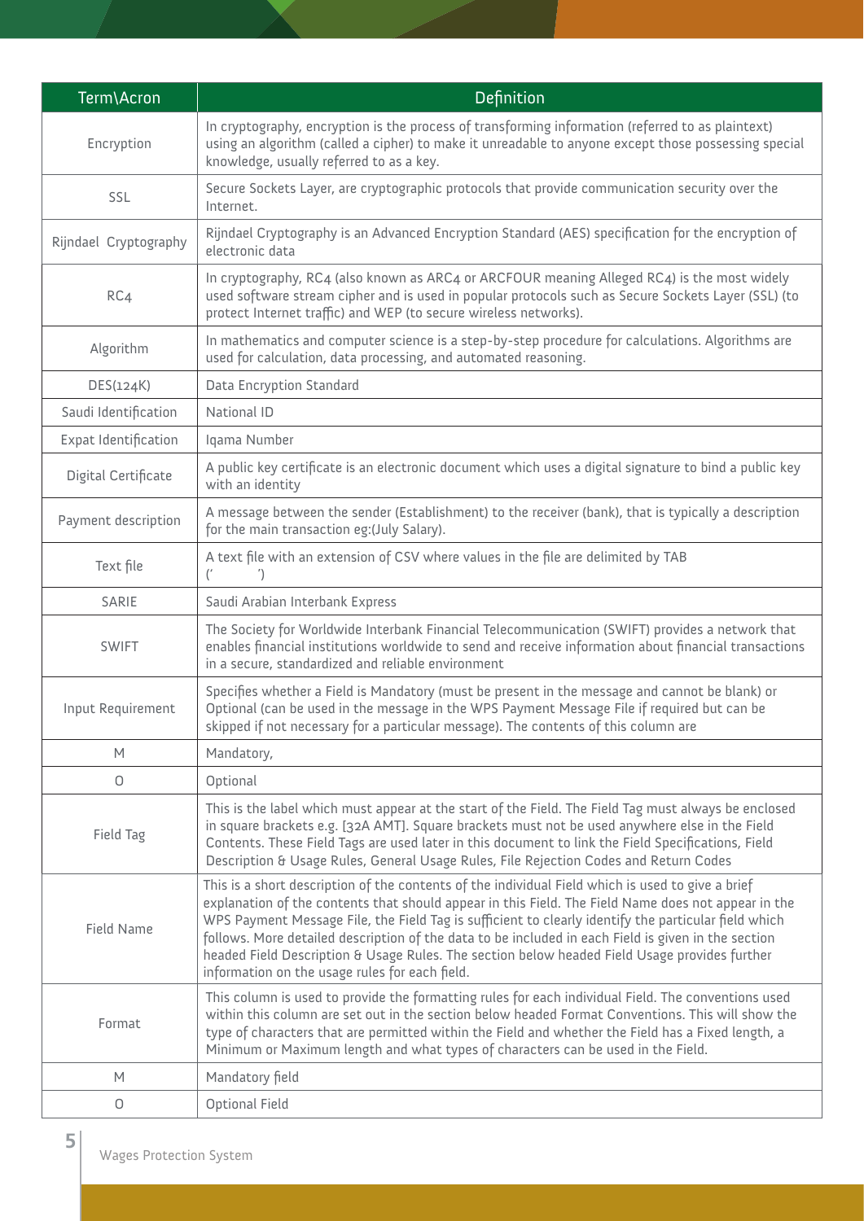| Term\Acron | Definition |
|---|---|
| Encryption | In cryptography, encryption is the process of transforming information (referred to as plaintext) using an algorithm (called a cipher) to make it unreadable to anyone except those possessing special knowledge, usually referred to as a key. |
| SSL | Secure Sockets Layer, are cryptographic protocols that provide communication security over the Internet. |
| Rijndael Cryptography | Rijndael Cryptography is an Advanced Encryption Standard (AES) specification for the encryption of electronic data |
| RC4 | In cryptography, RC4 (also known as ARC4 or ARCFOUR meaning Alleged RC4) is the most widely used software stream cipher and is used in popular protocols such as Secure Sockets Layer (SSL) (to protect Internet traffic) and WEP (to secure wireless networks). |
| Algorithm | In mathematics and computer science is a step-by-step procedure for calculations. Algorithms are used for calculation, data processing, and automated reasoning. |
| DES(124K) | Data Encryption Standard |
| Saudi Identification | National ID |
| Expat Identification | Iqama Number |
| Digital Certificate | A public key certificate is an electronic document which uses a digital signature to bind a public key with an identity |
| Payment description | A message between the sender (Establishment) to the receiver (bank), that is typically a description for the main transaction eg:(July Salary). |
| Text file | A text file with an extension of CSV where values in the file are delimited by TAB (' ') |
| SARIE | Saudi Arabian Interbank Express |
| SWIFT | The Society for Worldwide Interbank Financial Telecommunication (SWIFT) provides a network that enables financial institutions worldwide to send and receive information about financial transactions in a secure, standardized and reliable environment |
| Input Requirement | Specifies whether a Field is Mandatory (must be present in the message and cannot be blank) or Optional (can be used in the message in the WPS Payment Message File if required but can be skipped if not necessary for a particular message). The contents of this column are |
| M | Mandatory, |
| O | Optional |
| Field Tag | This is the label which must appear at the start of the Field. The Field Tag must always be enclosed in square brackets e.g. [32A AMT]. Square brackets must not be used anywhere else in the Field Contents. These Field Tags are used later in this document to link the Field Specifications, Field Description & Usage Rules, General Usage Rules, File Rejection Codes and Return Codes |
| Field Name | This is a short description of the contents of the individual Field which is used to give a brief explanation of the contents that should appear in this Field. The Field Name does not appear in the WPS Payment Message File, the Field Tag is sufficient to clearly identify the particular field which follows. More detailed description of the data to be included in each Field is given in the section headed Field Description & Usage Rules. The section below headed Field Usage provides further information on the usage rules for each field. |
| Format | This column is used to provide the formatting rules for each individual Field. The conventions used within this column are set out in the section below headed Format Conventions. This will show the type of characters that are permitted within the Field and whether the Field has a Fixed length, a Minimum or Maximum length and what types of characters can be used in the Field. |
| M | Mandatory field |
| O | Optional Field |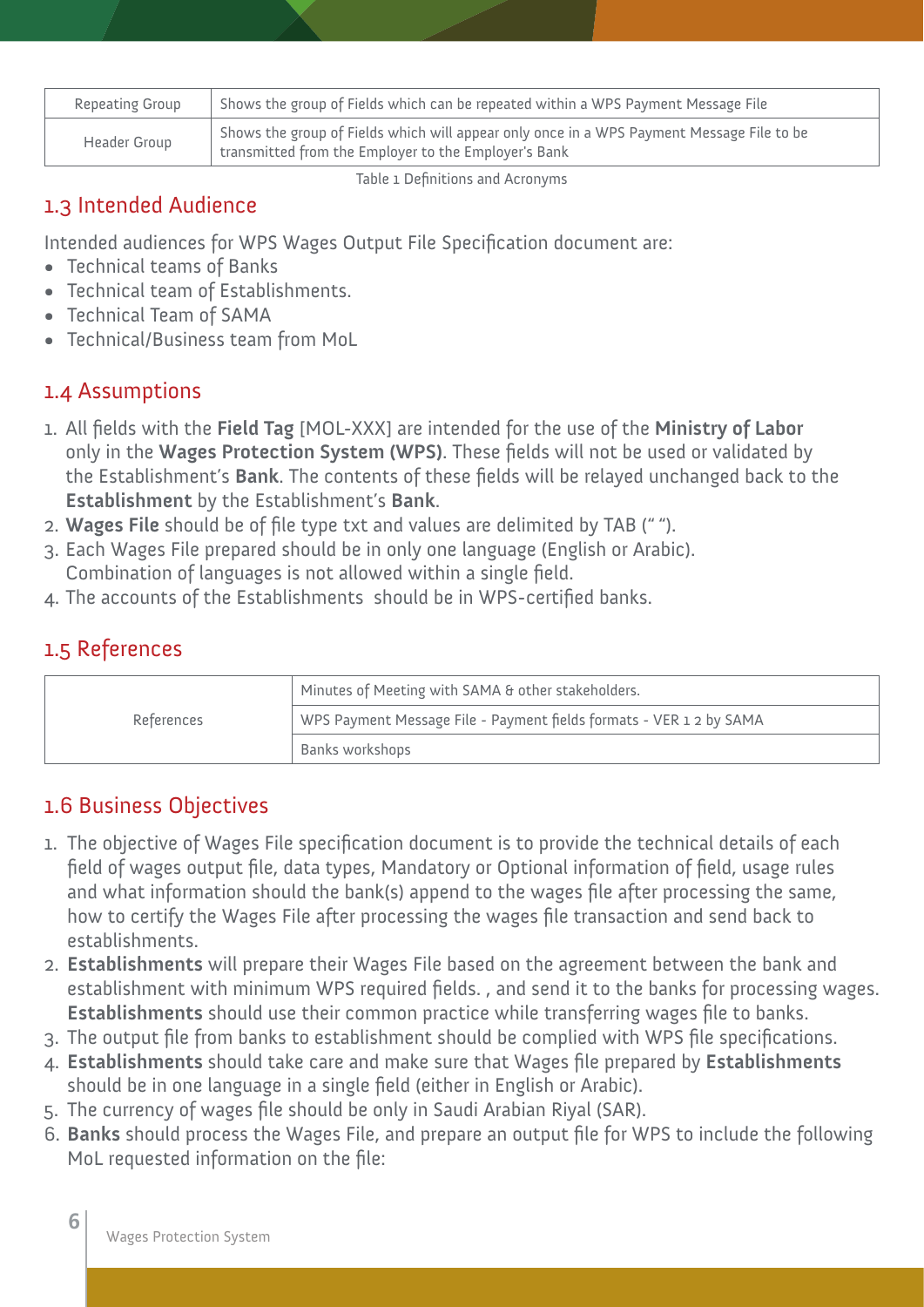| | |
|---|---|
| Repeating Group | Shows the group of Fields which can be repeated within a WPS Payment Message File |
| Header Group | Shows the group of Fields which will appear only once in a WPS Payment Message File to be transmitted from the Employer to the Employer's Bank |

Table 1 Definitions and Acronyms

## 1.3 Intended Audience

Intended audiences for WPS Wages Output File Specification document are:

- Technical teams of Banks
- Technical team of Establishments.
- Technical Team of SAMA
- Technical/Business team from MoL

## 1.4 Assumptions

1. All fields with the **Field Tag** [MOL-XXX] are intended for the use of the **Ministry of Labor** only in the **Wages Protection System (WPS)**. These fields will not be used or validated by the Establishment's **Bank**. The contents of these fields will be relayed unchanged back to the **Establishment** by the Establishment's **Bank**.
2. **Wages File** should be of file type txt and values are delimited by TAB (" ").
3. Each Wages File prepared should be in only one language (English or Arabic). Combination of languages is not allowed within a single field.
4. The accounts of the Establishments should be in WPS-certified banks.

## 1.5 References

| | |
|---|---|
| References | Minutes of Meeting with SAMA & other stakeholders. |
| | WPS Payment Message File - Payment fields formats - VER 1 2 by SAMA |
| | Banks workshops |

## 1.6 Business Objectives

1. The objective of Wages File specification document is to provide the technical details of each field of wages output file, data types, Mandatory or Optional information of field, usage rules and what information should the bank(s) append to the wages file after processing the same, how to certify the Wages File after processing the wages file transaction and send back to establishments.
2. **Establishments** will prepare their Wages File based on the agreement between the bank and establishment with minimum WPS required fields. , and send it to the banks for processing wages. **Establishments** should use their common practice while transferring wages file to banks.
3. The output file from banks to establishment should be complied with WPS file specifications.
4. **Establishments** should take care and make sure that Wages file prepared by **Establishments** should be in one language in a single field (either in English or Arabic).
5. The currency of wages file should be only in Saudi Arabian Riyal (SAR).
6. **Banks** should process the Wages File, and prepare an output file for WPS to include the following MoL requested information on the file: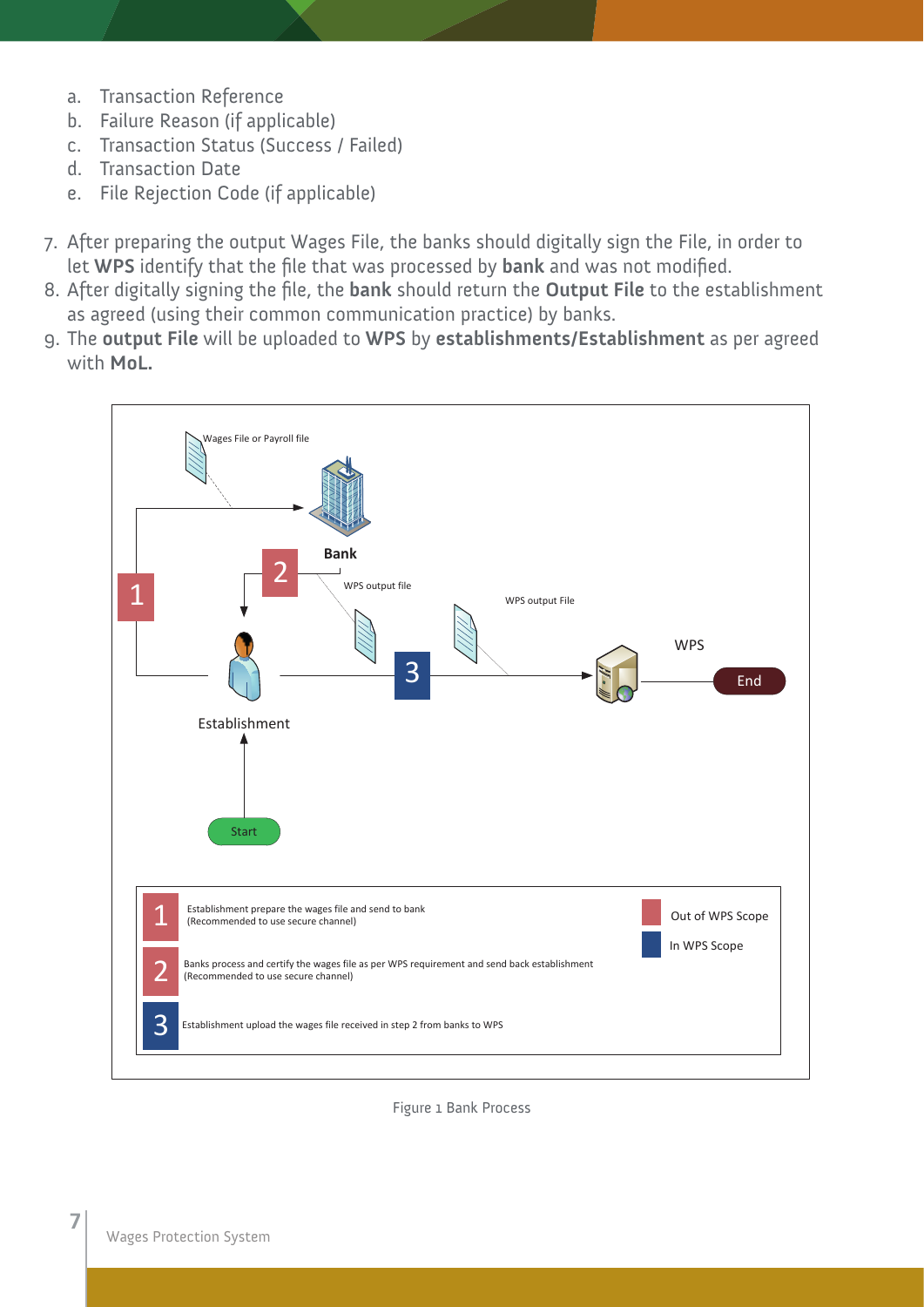a. Transaction Reference
b. Failure Reason (if applicable)
c. Transaction Status (Success / Failed)
d. Transaction Date
e. File Rejection Code (if applicable)

7. After preparing the output Wages File, the banks should digitally sign the File, in order to let **WPS** identify that the file that was processed by **bank** and was not modified.
8. After digitally signing the file, the **bank** should return the **Output File** to the establishment as agreed (using their common communication practice) by banks.
9. The **output File** will be uploaded to **WPS** by **establishments/Establishment** as per agreed with **MoL.**

Wages File or Payroll file

Bank

WPS output file

WPS output File

WPS

End

Establishment

Start

| | | | |
|---|---|---|---|
| 1 | Establishment prepare the wages file and send to bank (Recommended to use secure channel) | | Out of WPS Scope |
| 2 | Banks process and certify the wages file as per WPS requirement and send back establishment (Recommended to use secure channel) | | In WPS Scope |
| 3 | Establishment upload the wages file received in step 2 from banks to WPS | | |

Figure 1 Bank Process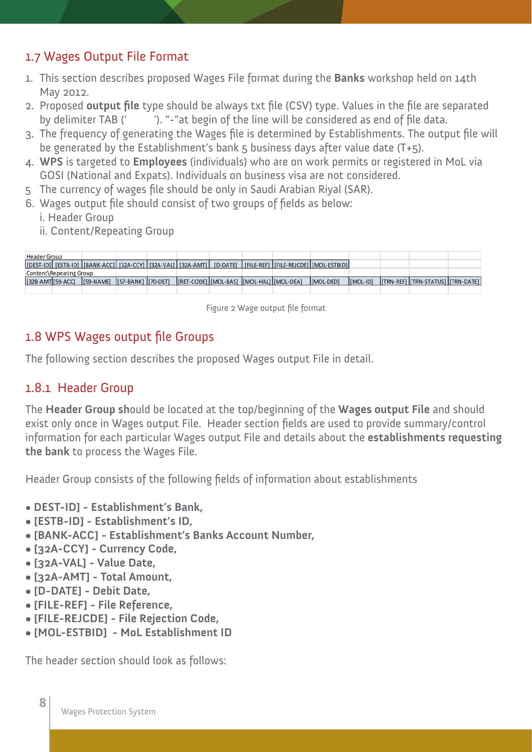## 1.7 Wages Output File Format

1. This section describes proposed Wages File format during the **Banks** workshop held on 14th May 2012.
2. Proposed **output file** type should be always txt file (CSV) type. Values in the file are separated by delimiter TAB ('        '). "-"at begin of the line will be considered as end of file data.
3. The frequency of generating the Wages file is determined by Establishments. The output file will be generated by the Establishment's bank 5 business days after value date (T+5).
4. **WPS** is targeted to **Employees** (individuals) who are on work permits or registered in MoL via GOSI (National and Expats). Individuals on business visa are not considered.
5. The currency of wages file should be only in Saudi Arabian Riyal (SAR).
6. Wages output file should consist of two groups of fields as below:
   i. Header Group
   ii. Content/Repeating Group

| Header Group | | | | | | | | | | | | | |
|---|---|---|---|---|---|---|---|---|---|---|---|---|---|
| [DEST-ID] | [ESTB-ID] | [BANK-ACC] | [32A-CCY] | [32A-VAL] | [32A-AMT] | [D-DATE] | [FILE-REF] | [FILE-REJCDE] | [MOL-ESTBID] | | | | |
| Content\Repeating Group | | | | | | | | | | | | | |
| [32B-AMT] | [59-ACC] | [59-NAME] | [57-BANK] | [70-DET] | [RET-CODE] | [MOL-BAS] | [MOL-HAL] | [MOL-OEA] | [MOL-DED] | [MOL-ID] | [TRN-REF] | [TRN-STATUS] | [TRN-DATE] |

Figure 2 Wage output file format

## 1.8 WPS Wages output file Groups

The following section describes the proposed Wages output File in detail.

### 1.8.1 Header Group

The **Header Group sh**ould be located at the top/beginning of the **Wages output File** and should exist only once in Wages output File. Header section fields are used to provide summary/control information for each particular Wages output File and details about the **establishments requesting the bank** to process the Wages File.

Header Group consists of the following fields of information about establishments

- **DEST-ID] - Establishment's Bank,**
- **[ESTB-ID] - Establishment's ID,**
- **[BANK-ACC] - Establishment's Banks Account Number,**
- **[32A-CCY] - Currency Code,**
- **[32A-VAL] - Value Date,**
- **[32A-AMT] - Total Amount,**
- **[D-DATE] - Debit Date,**
- **[FILE-REF] - File Reference,**
- **[FILE-REJCDE] - File Rejection Code,**
- **[MOL-ESTBID] - MoL Establishment ID**

The header section should look as follows: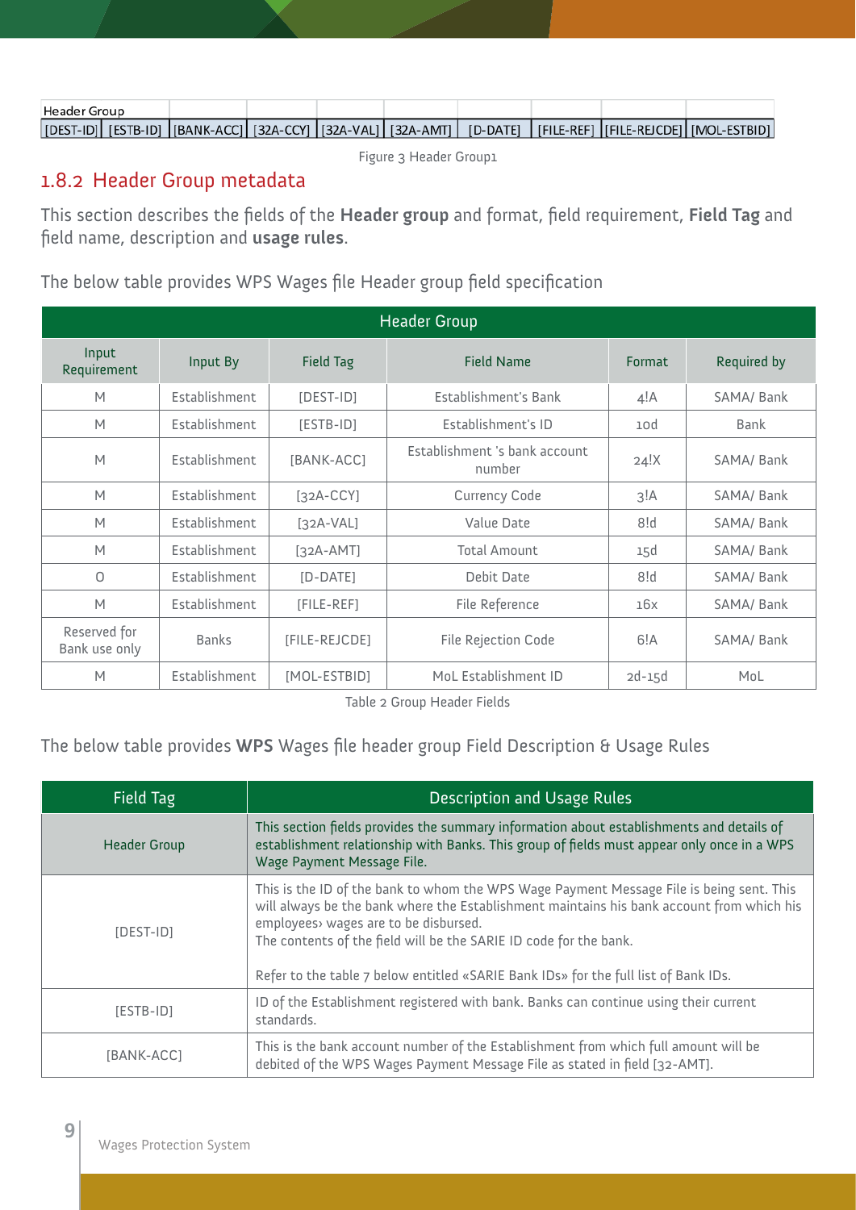| Header Group | | | | | | | | | |
|---|---|---|---|---|---|---|---|---|---|
| [DEST-ID] | [ESTB-ID] | [BANK-ACC] | [32A-CCY] | [32A-VAL] | [32A-AMT] | [D-DATE] | [FILE-REF] | [FILE-REJCDE] | [MOL-ESTBID] |

Figure 3 Header Group1

## 1.8.2 Header Group metadata

This section describes the fields of the **Header group** and format, field requirement, **Field Tag** and field name, description and **usage rules**.

The below table provides WPS Wages file Header group field specification

| Header Group | | | | | |
|---|---|---|---|---|---|
| Input Requirement | Input By | Field Tag | Field Name | Format | Required by |
| M | Establishment | [DEST-ID] | Establishment's Bank | 4!A | SAMA/ Bank |
| M | Establishment | [ESTB-ID] | Establishment's ID | 10d | Bank |
| M | Establishment | [BANK-ACC] | Establishment 's bank account number | 24!X | SAMA/ Bank |
| M | Establishment | [32A-CCY] | Currency Code | 3!A | SAMA/ Bank |
| M | Establishment | [32A-VAL] | Value Date | 8!d | SAMA/ Bank |
| M | Establishment | [32A-AMT] | Total Amount | 15d | SAMA/ Bank |
| O | Establishment | [D-DATE] | Debit Date | 8!d | SAMA/ Bank |
| M | Establishment | [FILE-REF] | File Reference | 16x | SAMA/ Bank |
| Reserved for Bank use only | Banks | [FILE-REJCDE] | File Rejection Code | 6!A | SAMA/ Bank |
| M | Establishment | [MOL-ESTBID] | MoL Establishment ID | 2d-15d | MoL |

Table 2 Group Header Fields

The below table provides **WPS** Wages file header group Field Description & Usage Rules

| Field Tag | Description and Usage Rules |
|---|---|
| Header Group | This section fields provides the summary information about establishments and details of establishment relationship with Banks. This group of fields must appear only once in a WPS Wage Payment Message File. |
| [DEST-ID] | This is the ID of the bank to whom the WPS Wage Payment Message File is being sent. This will always be the bank where the Establishment maintains his bank account from which his employees› wages are to be disbursed.<br>The contents of the field will be the SARIE ID code for the bank.<br><br>Refer to the table 7 below entitled «SARIE Bank IDs» for the full list of Bank IDs. |
| [ESTB-ID] | ID of the Establishment registered with bank. Banks can continue using their current standards. |
| [BANK-ACC] | This is the bank account number of the Establishment from which full amount will be debited of the WPS Wages Payment Message File as stated in field [32-AMT]. |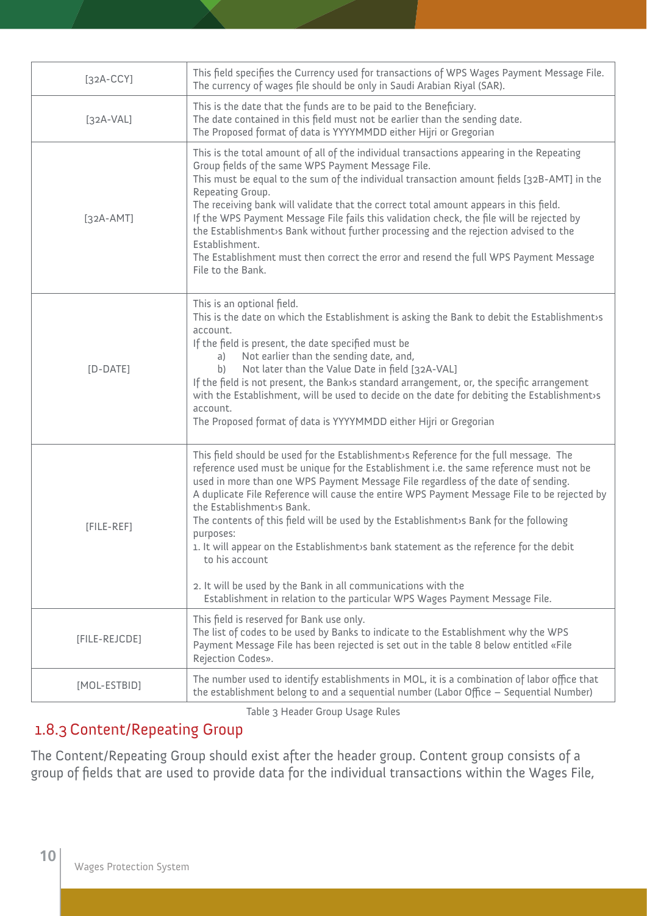| | |
|---|---|
| [32A-CCY] | This field specifies the Currency used for transactions of WPS Wages Payment Message File.<br>The currency of wages file should be only in Saudi Arabian Riyal (SAR). |
| [32A-VAL] | This is the date that the funds are to be paid to the Beneficiary.<br>The date contained in this field must not be earlier than the sending date.<br>The Proposed format of data is YYYYMMDD either Hijri or Gregorian |
| [32A-AMT] | This is the total amount of all of the individual transactions appearing in the Repeating Group fields of the same WPS Payment Message File.<br>This must be equal to the sum of the individual transaction amount fields [32B-AMT] in the Repeating Group.<br>The receiving bank will validate that the correct total amount appears in this field.<br>If the WPS Payment Message File fails this validation check, the file will be rejected by the Establishment›s Bank without further processing and the rejection advised to the Establishment.<br>The Establishment must then correct the error and resend the full WPS Payment Message File to the Bank. |
| [D-DATE] | This is an optional field.<br>This is the date on which the Establishment is asking the Bank to debit the Establishment›s account.<br>If the field is present, the date specified must be<br>a) Not earlier than the sending date, and,<br>b) Not later than the Value Date in field [32A-VAL]<br>If the field is not present, the Bank›s standard arrangement, or, the specific arrangement with the Establishment, will be used to decide on the date for debiting the Establishment›s account.<br>The Proposed format of data is YYYYMMDD either Hijri or Gregorian |
| [FILE-REF] | This field should be used for the Establishment›s Reference for the full message. The reference used must be unique for the Establishment i.e. the same reference must not be used in more than one WPS Payment Message File regardless of the date of sending.<br>A duplicate File Reference will cause the entire WPS Payment Message File to be rejected by the Establishment›s Bank.<br>The contents of this field will be used by the Establishment›s Bank for the following purposes:<br>1. It will appear on the Establishment›s bank statement as the reference for the debit to his account<br><br>2. It will be used by the Bank in all communications with the Establishment in relation to the particular WPS Wages Payment Message File. |
| [FILE-REJCDE] | This field is reserved for Bank use only.<br>The list of codes to be used by Banks to indicate to the Establishment why the WPS Payment Message File has been rejected is set out in the table 8 below entitled «File Rejection Codes». |
| [MOL-ESTBID] | The number used to identify establishments in MOL, it is a combination of labor office that the establishment belong to and a sequential number (Labor Office – Sequential Number) |

Table 3 Header Group Usage Rules

### 1.8.3 Content/Repeating Group

The Content/Repeating Group should exist after the header group. Content group consists of a group of fields that are used to provide data for the individual transactions within the Wages File,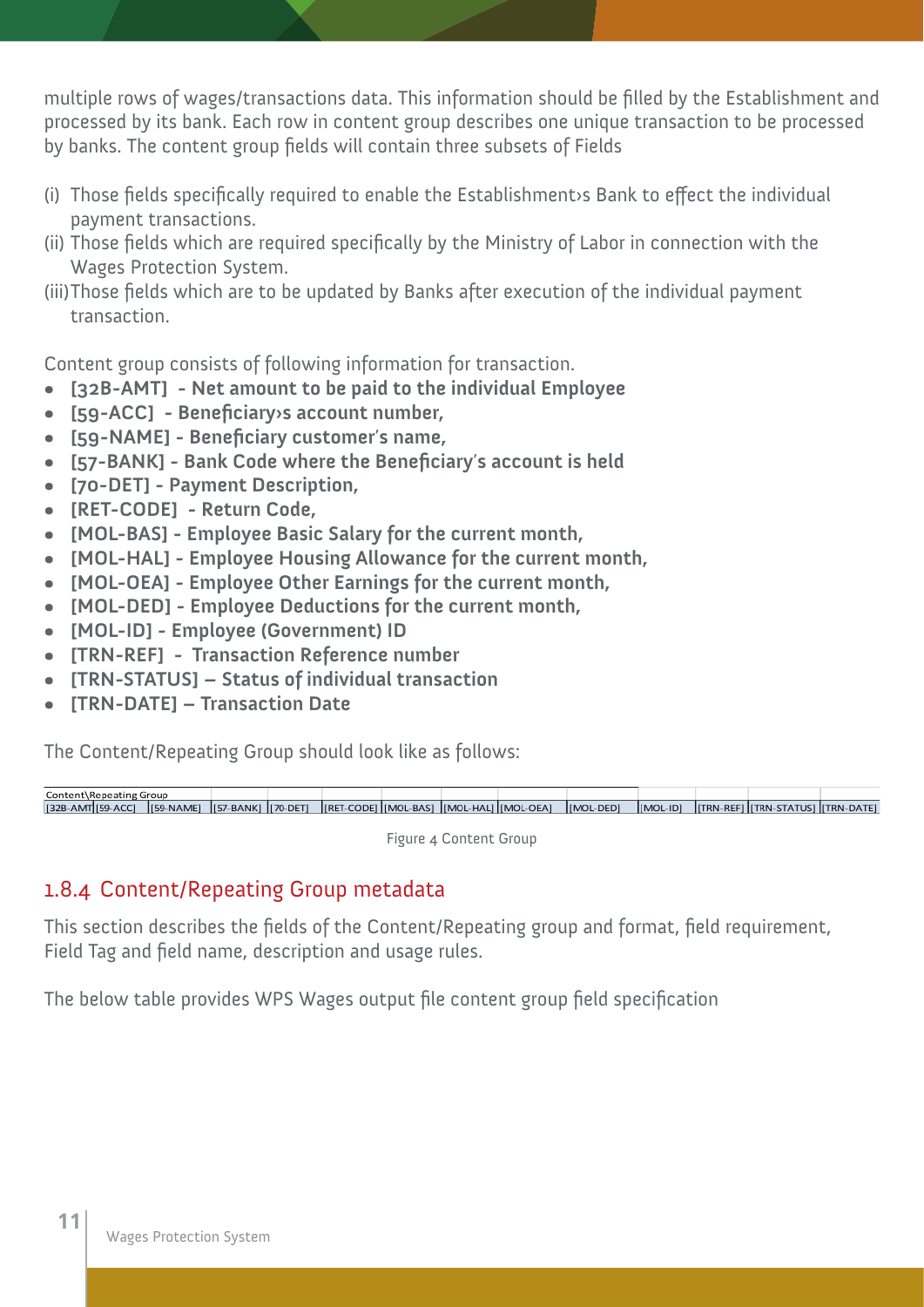multiple rows of wages/transactions data. This information should be filled by the Establishment and processed by its bank. Each row in content group describes one unique transaction to be processed by banks. The content group fields will contain three subsets of Fields

(i) Those fields specifically required to enable the Establishment›s Bank to effect the individual payment transactions.
(ii) Those fields which are required specifically by the Ministry of Labor in connection with the Wages Protection System.
(iii) Those fields which are to be updated by Banks after execution of the individual payment transaction.

Content group consists of following information for transaction.

- **[32B-AMT] - Net amount to be paid to the individual Employee**
- **[59-ACC] - Beneficiary›s account number,**
- **[59-NAME] - Beneficiary customer's name,**
- **[57-BANK] - Bank Code where the Beneficiary's account is held**
- **[70-DET] - Payment Description,**
- **[RET-CODE] - Return Code,**
- **[MOL-BAS] - Employee Basic Salary for the current month,**
- **[MOL-HAL] - Employee Housing Allowance for the current month,**
- **[MOL-OEA] - Employee Other Earnings for the current month,**
- **[MOL-DED] - Employee Deductions for the current month,**
- **[MOL-ID] - Employee (Government) ID**
- **[TRN-REF] - Transaction Reference number**
- **[TRN-STATUS] – Status of individual transaction**
- **[TRN-DATE] – Transaction Date**

The Content/Repeating Group should look like as follows:

| Content\Repeating Group | | | | | | | | | | | | | |
|---|---|---|---|---|---|---|---|---|---|---|---|---|---|
| [32B-AMT] | [59-ACC] | [59-NAME] | [57-BANK] | [70-DET] | [RET-CODE] | [MOL-BAS] | [MOL-HAL] | [MOL-OEA] | [MOL-DED] | [MOL-ID] | [TRN-REF] | [TRN-STATUS] | [TRN-DATE] |

Figure 4 Content Group

## 1.8.4 Content/Repeating Group metadata

This section describes the fields of the Content/Repeating group and format, field requirement, Field Tag and field name, description and usage rules.

The below table provides WPS Wages output file content group field specification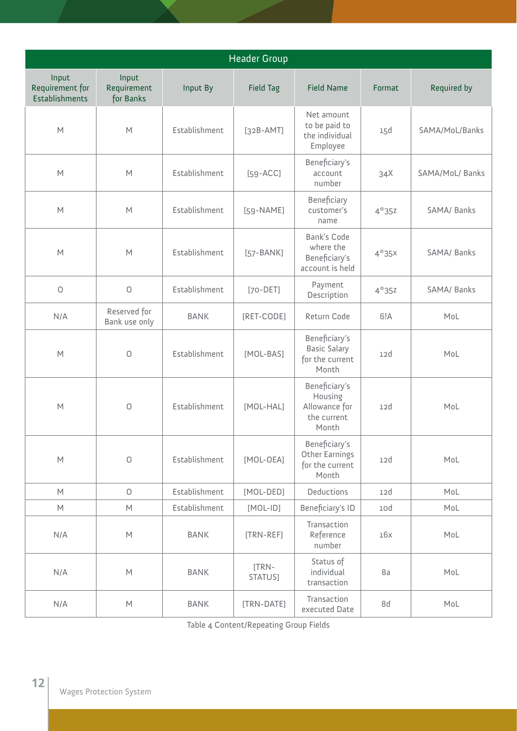| Header Group | | | | | | |
|---|---|---|---|---|---|---|
| Input Requirement for Establishments | Input Requirement for Banks | Input By | Field Tag | Field Name | Format | Required by |
| M | M | Establishment | [32B-AMT] | Net amount to be paid to the individual Employee | 15d | SAMA/MoL/Banks |
| M | M | Establishment | [59-ACC] | Beneficiary's account number | 34X | SAMA/MoL/ Banks |
| M | M | Establishment | [59-NAME] | Beneficiary customer's name | 4*35z | SAMA/ Banks |
| M | M | Establishment | [57-BANK] | Bank's Code where the Beneficiary's account is held | 4*35x | SAMA/ Banks |
| O | O | Establishment | [70-DET] | Payment Description | 4*35z | SAMA/ Banks |
| N/A | Reserved for Bank use only | BANK | [RET-CODE] | Return Code | 6!A | MoL |
| M | O | Establishment | [MOL-BAS] | Beneficiary's Basic Salary for the current Month | 12d | MoL |
| M | O | Establishment | [MOL-HAL] | Beneficiary's Housing Allowance for the current Month | 12d | MoL |
| M | O | Establishment | [MOL-OEA] | Beneficiary's Other Earnings for the current Month | 12d | MoL |
| M | O | Establishment | [MOL-DED] | Deductions | 12d | MoL |
| M | M | Establishment | [MOL-ID] | Beneficiary's ID | 10d | MoL |
| N/A | M | BANK | [TRN-REF] | Transaction Reference number | 16x | MoL |
| N/A | M | BANK | [TRN-STATUS] | Status of individual transaction | 8a | MoL |
| N/A | M | BANK | [TRN-DATE] | Transaction executed Date | 8d | MoL |

Table 4 Content/Repeating Group Fields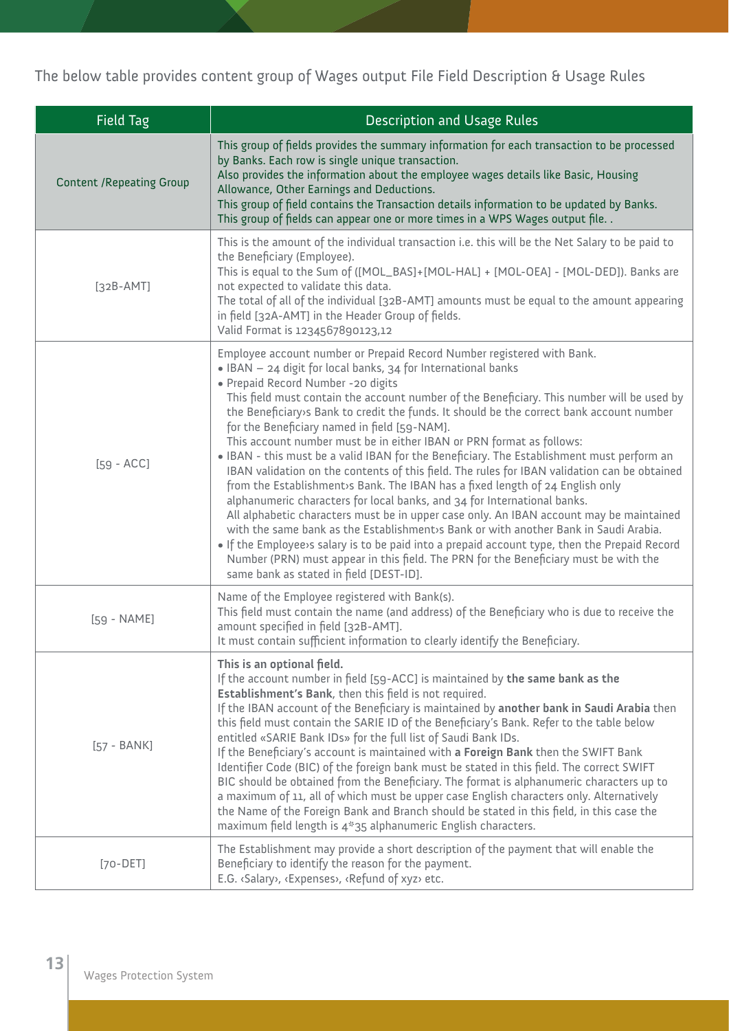The below table provides content group of Wages output File Field Description & Usage Rules

| Field Tag | Description and Usage Rules |
| --- | --- |
| Content /Repeating Group | This group of fields provides the summary information for each transaction to be processed by Banks. Each row is single unique transaction.<br>Also provides the information about the employee wages details like Basic, Housing Allowance, Other Earnings and Deductions.<br>This group of field contains the Transaction details information to be updated by Banks.<br>This group of fields can appear one or more times in a WPS Wages output file. . |
| [32B-AMT] | This is the amount of the individual transaction i.e. this will be the Net Salary to be paid to the Beneficiary (Employee).<br>This is equal to the Sum of ([MOL_BAS]+[MOL-HAL] + [MOL-OEA] - [MOL-DED]). Banks are not expected to validate this data.<br>The total of all of the individual [32B-AMT] amounts must be equal to the amount appearing in field [32A-AMT] in the Header Group of fields.<br>Valid Format is 1234567890123,12 |
| [59 - ACC] | Employee account number or Prepaid Record Number registered with Bank.<br>• IBAN – 24 digit for local banks, 34 for International banks<br>• Prepaid Record Number -20 digits<br>This field must contain the account number of the Beneficiary. This number will be used by the Beneficiary›s Bank to credit the funds. It should be the correct bank account number for the Beneficiary named in field [59-NAM].<br>This account number must be in either IBAN or PRN format as follows:<br>• IBAN - this must be a valid IBAN for the Beneficiary. The Establishment must perform an IBAN validation on the contents of this field. The rules for IBAN validation can be obtained from the Establishment›s Bank. The IBAN has a fixed length of 24 English only alphanumeric characters for local banks, and 34 for International banks.<br>All alphabetic characters must be in upper case only. An IBAN account may be maintained with the same bank as the Establishment›s Bank or with another Bank in Saudi Arabia.<br>• If the Employee›s salary is to be paid into a prepaid account type, then the Prepaid Record Number (PRN) must appear in this field. The PRN for the Beneficiary must be with the same bank as stated in field [DEST-ID]. |
| [59 - NAME] | Name of the Employee registered with Bank(s).<br>This field must contain the name (and address) of the Beneficiary who is due to receive the amount specified in field [32B-AMT].<br>It must contain sufficient information to clearly identify the Beneficiary. |
| [57 - BANK] | **This is an optional field.**<br>If the account number in field [59-ACC] is maintained by **the same bank as the Establishment's Bank**, then this field is not required.<br>If the IBAN account of the Beneficiary is maintained by **another bank in Saudi Arabia** then this field must contain the SARIE ID of the Beneficiary's Bank. Refer to the table below entitled «SARIE Bank IDs» for the full list of Saudi Bank IDs.<br>If the Beneficiary's account is maintained with **a Foreign Bank** then the SWIFT Bank Identifier Code (BIC) of the foreign bank must be stated in this field. The correct SWIFT BIC should be obtained from the Beneficiary. The format is alphanumeric characters up to a maximum of 11, all of which must be upper case English characters only. Alternatively the Name of the Foreign Bank and Branch should be stated in this field, in this case the maximum field length is 4*35 alphanumeric English characters. |
| [70-DET] | The Establishment may provide a short description of the payment that will enable the Beneficiary to identify the reason for the payment.<br>E.G. ‹Salary›, ‹Expenses›, ‹Refund of xyz› etc. |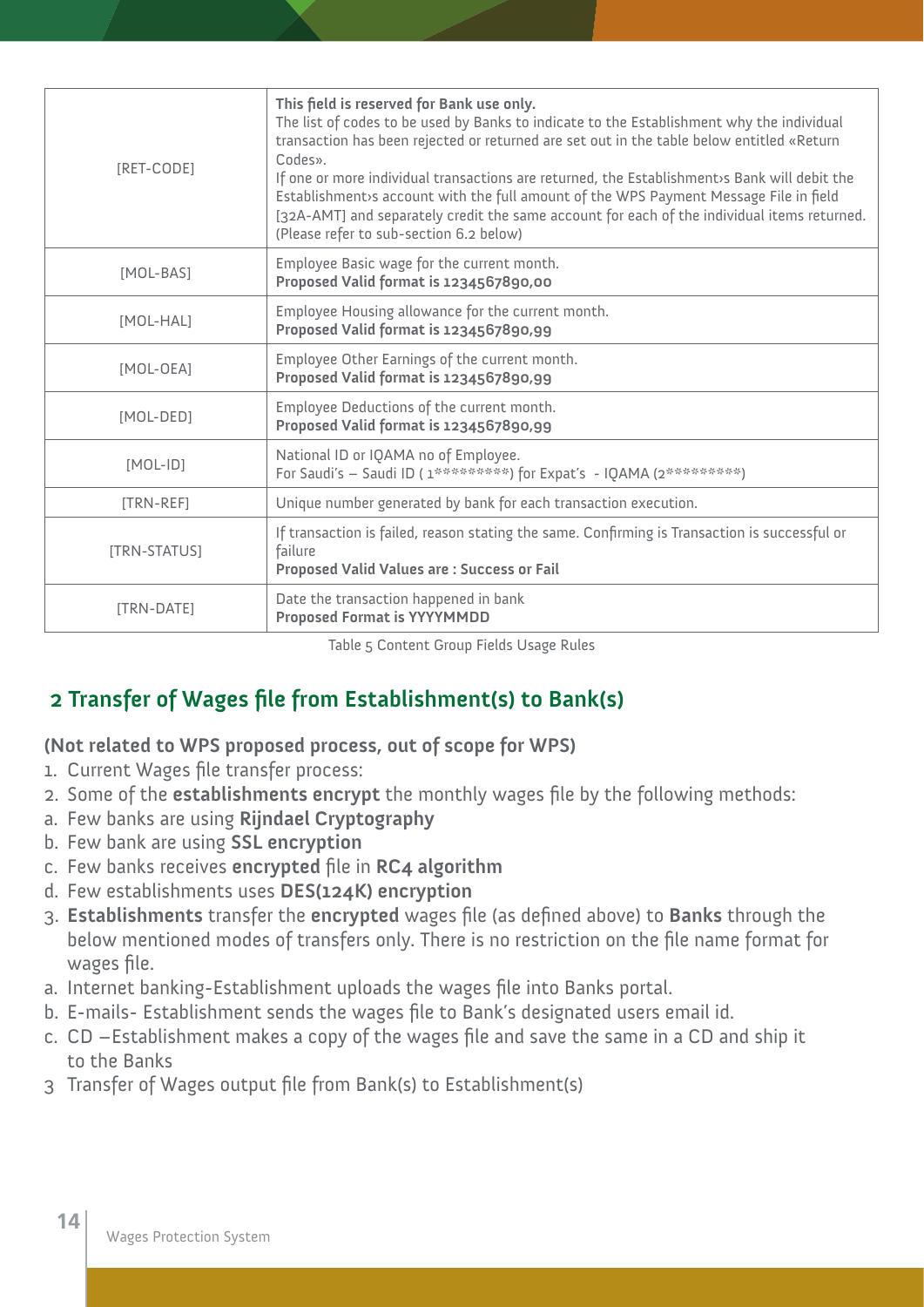| | |
|---|---|
| [RET-CODE] | **This field is reserved for Bank use only.**<br>The list of codes to be used by Banks to indicate to the Establishment why the individual transaction has been rejected or returned are set out in the table below entitled «Return Codes».<br>If one or more individual transactions are returned, the Establishment›s Bank will debit the Establishment›s account with the full amount of the WPS Payment Message File in field [32A-AMT] and separately credit the same account for each of the individual items returned. (Please refer to sub-section 6.2 below) |
| [MOL-BAS] | Employee Basic wage for the current month.<br>**Proposed Valid format is 1234567890,00** |
| [MOL-HAL] | Employee Housing allowance for the current month.<br>**Proposed Valid format is 1234567890,99** |
| [MOL-OEA] | Employee Other Earnings of the current month.<br>**Proposed Valid format is 1234567890,99** |
| [MOL-DED] | Employee Deductions of the current month.<br>**Proposed Valid format is 1234567890,99** |
| [MOL-ID] | National ID or IQAMA no of Employee.<br>For Saudi's – Saudi ID ( 1*********) for Expat's - IQAMA (2*********) |
| [TRN-REF] | Unique number generated by bank for each transaction execution. |
| [TRN-STATUS] | If transaction is failed, reason stating the same. Confirming is Transaction is successful or failure<br>**Proposed Valid Values are : Success or Fail** |
| [TRN-DATE] | Date the transaction happened in bank<br>**Proposed Format is YYYYMMDD** |

Table 5 Content Group Fields Usage Rules

## 2 Transfer of Wages file from Establishment(s) to Bank(s)

**(Not related to WPS proposed process, out of scope for WPS)**

1. Current Wages file transfer process:
2. Some of the **establishments encrypt** the monthly wages file by the following methods:

a. Few banks are using **Rijndael Cryptography**
b. Few bank are using **SSL encryption**
c. Few banks receives **encrypted** file in **RC4 algorithm**
d. Few establishments uses **DES(124K) encryption**

3. **Establishments** transfer the **encrypted** wages file (as defined above) to **Banks** through the below mentioned modes of transfers only. There is no restriction on the file name format for wages file.

a. Internet banking-Establishment uploads the wages file into Banks portal.
b. E-mails- Establishment sends the wages file to Bank's designated users email id.
c. CD –Establishment makes a copy of the wages file and save the same in a CD and ship it to the Banks

3 Transfer of Wages output file from Bank(s) to Establishment(s)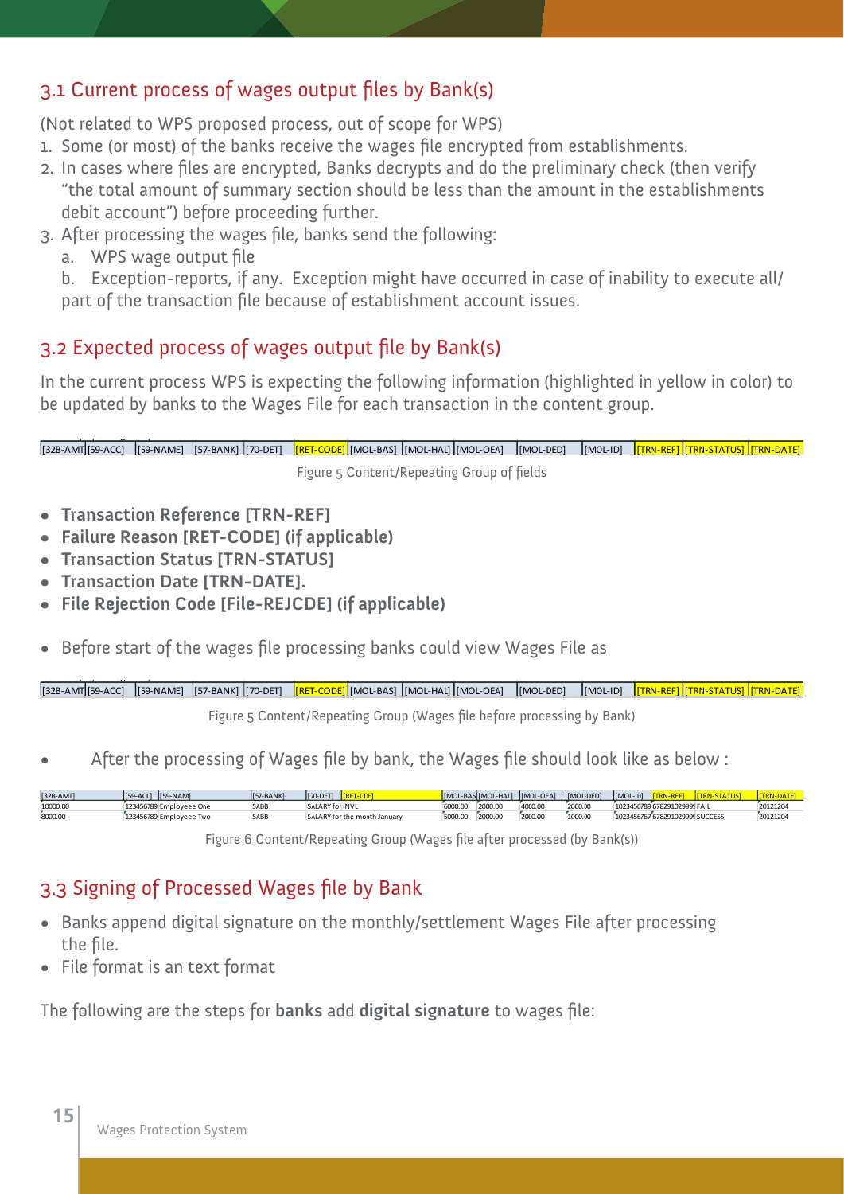## 3.1 Current process of wages output files by Bank(s)

(Not related to WPS proposed process, out of scope for WPS)

1. Some (or most) of the banks receive the wages file encrypted from establishments.
2. In cases where files are encrypted, Banks decrypts and do the preliminary check (then verify "the total amount of summary section should be less than the amount in the establishments debit account") before proceeding further.
3. After processing the wages file, banks send the following:
   a. WPS wage output file
   b. Exception-reports, if any. Exception might have occurred in case of inability to execute all/ part of the transaction file because of establishment account issues.

## 3.2 Expected process of wages output file by Bank(s)

In the current process WPS is expecting the following information (highlighted in yellow in color) to be updated by banks to the Wages File for each transaction in the content group.

| [32B-AMT] | [59-ACC] | [59-NAME] | [57-BANK] | [70-DET] | [RET-CODE] | [MOL-BAS] | [MOL-HAL] | [MOL-OEA] | [MOL-DED] | [MOL-ID] | [TRN-REF] | [TRN-STATUS] | [TRN-DATE] |
|---|---|---|---|---|---|---|---|---|---|---|---|---|---|

Figure 5 Content/Repeating Group of fields

- **Transaction Reference [TRN-REF]**
- **Failure Reason [RET-CODE] (if applicable)**
- **Transaction Status [TRN-STATUS]**
- **Transaction Date [TRN-DATE].**
- **File Rejection Code [File-REJCDE] (if applicable)**

- Before start of the wages file processing banks could view Wages File as

| [32B-AMT] | [59-ACC] | [59-NAME] | [57-BANK] | [70-DET] | [RET-CODE] | [MOL-BAS] | [MOL-HAL] | [MOL-OEA] | [MOL-DED] | [MOL-ID] | [TRN-REF] | [TRN-STATUS] | [TRN-DATE] |
|---|---|---|---|---|---|---|---|---|---|---|---|---|---|

Figure 5 Content/Repeating Group (Wages file before processing by Bank)

- After the processing of Wages file by bank, the Wages file should look like as below :

| [32B-AMT] | [59-ACC] | [59-NAM] | [57-BANK] | [70-DET] | [RET-CDE] | [MOL-BAS] | [MOL-HAL] | [MOL-OEA] | [MOL-DED] | [MOL-ID] | [TRN-REF] | [TRN-STATUS] | [TRN-DATE] |
|---|---|---|---|---|---|---|---|---|---|---|---|---|---|
| 10000.00 | 123456789 | Employee One | SABB | SALARY for INVL | | 6000.00 | 2000.00 | 4000.00 | 2000.00 | 1023456789 | 678291029999 | FAIL | 20121204 |
| 8000.00 | 123456789 | Employee Two | SABB | SALARY for the month January | | 5000.00 | 2000.00 | 2000.00 | 1000.00 | 1023456767 | 678291029999 | SUCCESS | 20121204 |

Figure 6 Content/Repeating Group (Wages file after processed (by Bank(s))

## 3.3 Signing of Processed Wages file by Bank

- Banks append digital signature on the monthly/settlement Wages File after processing the file.
- File format is an text format

The following are the steps for **banks** add **digital signature** to wages file: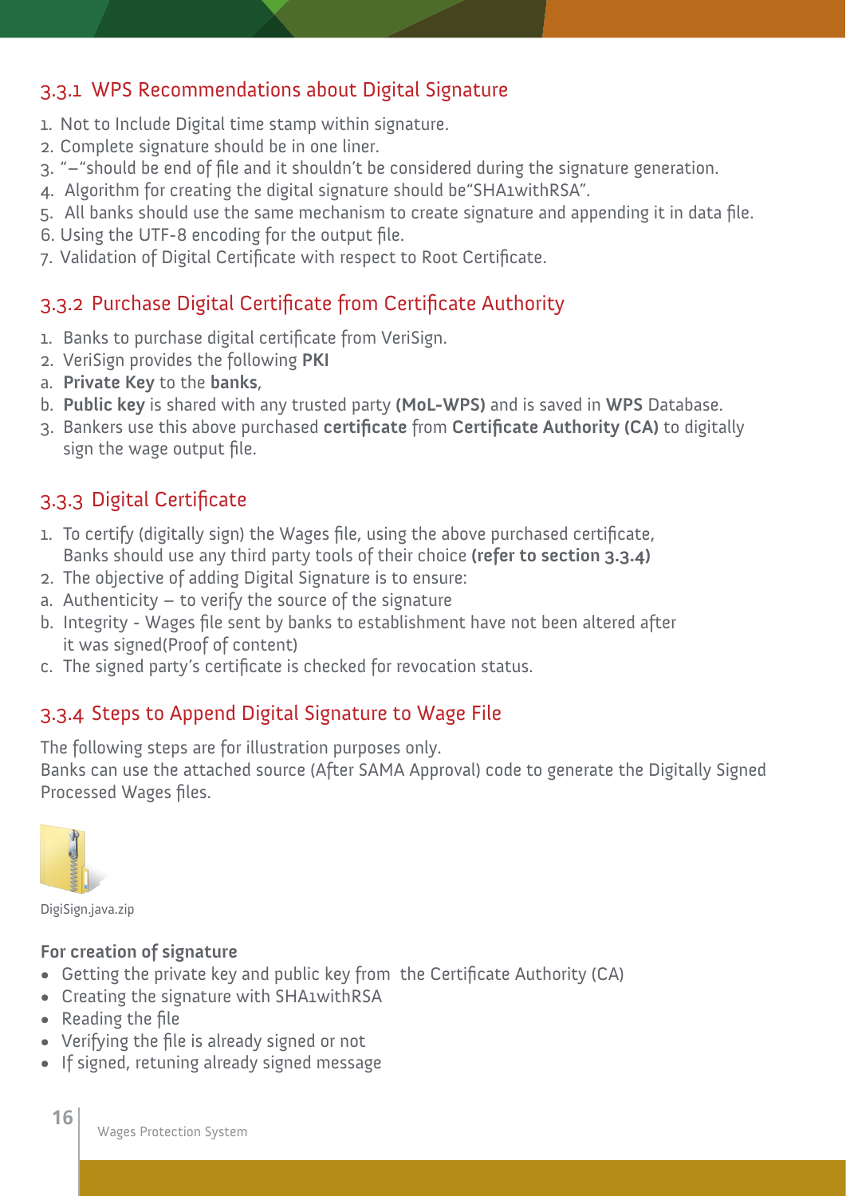### 3.3.1 WPS Recommendations about Digital Signature

1. Not to Include Digital time stamp within signature.
2. Complete signature should be in one liner.
3. "–"should be end of file and it shouldn't be considered during the signature generation.
4. Algorithm for creating the digital signature should be"SHA1withRSA".
5. All banks should use the same mechanism to create signature and appending it in data file.
6. Using the UTF-8 encoding for the output file.
7. Validation of Digital Certificate with respect to Root Certificate.

### 3.3.2 Purchase Digital Certificate from Certificate Authority

1. Banks to purchase digital certificate from VeriSign.
2. VeriSign provides the following **PKI**
   a. **Private Key** to the **banks**,
   b. **Public key** is shared with any trusted party **(MoL-WPS)** and is saved in **WPS** Database.
3. Bankers use this above purchased **certificate** from **Certificate Authority (CA)** to digitally sign the wage output file.

### 3.3.3 Digital Certificate

1. To certify (digitally sign) the Wages file, using the above purchased certificate, Banks should use any third party tools of their choice **(refer to section 3.3.4)**
2. The objective of adding Digital Signature is to ensure:
   a. Authenticity – to verify the source of the signature
   b. Integrity - Wages file sent by banks to establishment have not been altered after it was signed(Proof of content)
   c. The signed party's certificate is checked for revocation status.

### 3.3.4 Steps to Append Digital Signature to Wage File

The following steps are for illustration purposes only.
Banks can use the attached source (After SAMA Approval) code to generate the Digitally Signed Processed Wages files.

DigiSign.java.zip

**For creation of signature**

- Getting the private key and public key from the Certificate Authority (CA)
- Creating the signature with SHA1withRSA
- Reading the file
- Verifying the file is already signed or not
- If signed, retuning already signed message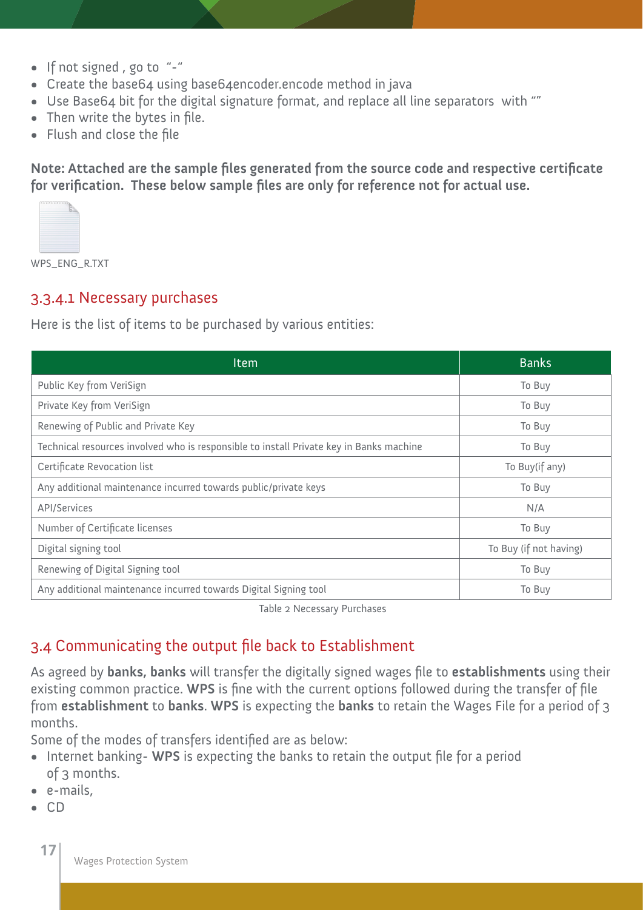- If not signed , go to "-"
- Create the base64 using base64encoder.encode method in java
- Use Base64 bit for the digital signature format, and replace all line separators with ""
- Then write the bytes in file.
- Flush and close the file

**Note: Attached are the sample files generated from the source code and respective certificate for verification. These below sample files are only for reference not for actual use.**

WPS_ENG_R.TXT

### 3.3.4.1 Necessary purchases

Here is the list of items to be purchased by various entities:

| Item | Banks |
|---|---|
| Public Key from VeriSign | To Buy |
| Private Key from VeriSign | To Buy |
| Renewing of Public and Private Key | To Buy |
| Technical resources involved who is responsible to install Private key in Banks machine | To Buy |
| Certificate Revocation list | To Buy(if any) |
| Any additional maintenance incurred towards public/private keys | To Buy |
| API/Services | N/A |
| Number of Certificate licenses | To Buy |
| Digital signing tool | To Buy (if not having) |
| Renewing of Digital Signing tool | To Buy |
| Any additional maintenance incurred towards Digital Signing tool | To Buy |

Table 2 Necessary Purchases

## 3.4 Communicating the output file back to Establishment

As agreed by **banks, banks** will transfer the digitally signed wages file to **establishments** using their existing common practice. **WPS** is fine with the current options followed during the transfer of file from **establishment** to **banks**. **WPS** is expecting the **banks** to retain the Wages File for a period of 3 months.

Some of the modes of transfers identified are as below:

- Internet banking- **WPS** is expecting the banks to retain the output file for a period of 3 months.
- e-mails,
- CD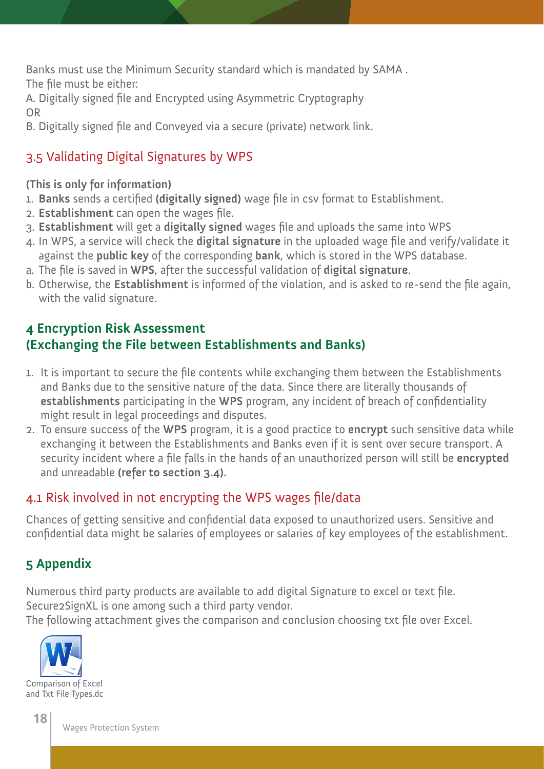Banks must use the Minimum Security standard which is mandated by SAMA .
The file must be either:
A. Digitally signed file and Encrypted using Asymmetric Cryptography
OR
B. Digitally signed file and Conveyed via a secure (private) network link.

### 3.5 Validating Digital Signatures by WPS

**(This is only for information)**

1. **Banks** sends a certified **(digitally signed)** wage file in csv format to Establishment.
2. **Establishment** can open the wages file.
3. **Establishment** will get a **digitally signed** wages file and uploads the same into WPS
4. In WPS, a service will check the **digital signature** in the uploaded wage file and verify/validate it against the **public key** of the corresponding **bank**, which is stored in the WPS database.

a. The file is saved in **WPS**, after the successful validation of **digital signature**.
b. Otherwise, the **Establishment** is informed of the violation, and is asked to re-send the file again, with the valid signature.

## 4 Encryption Risk Assessment (Exchanging the File between Establishments and Banks)

1. It is important to secure the file contents while exchanging them between the Establishments and Banks due to the sensitive nature of the data. Since there are literally thousands of **establishments** participating in the **WPS** program, any incident of breach of confidentiality might result in legal proceedings and disputes.
2. To ensure success of the **WPS** program, it is a good practice to **encrypt** such sensitive data while exchanging it between the Establishments and Banks even if it is sent over secure transport. A security incident where a file falls in the hands of an unauthorized person will still be **encrypted** and unreadable **(refer to section 3.4).**

### 4.1 Risk involved in not encrypting the WPS wages file/data

Chances of getting sensitive and confidential data exposed to unauthorized users. Sensitive and confidential data might be salaries of employees or salaries of key employees of the establishment.

## 5 Appendix

Numerous third party products are available to add digital Signature to excel or text file. Secure2SignXL is one among such a third party vendor.
The following attachment gives the comparison and conclusion choosing txt file over Excel.

Comparison of Excel and Txt File Types.dc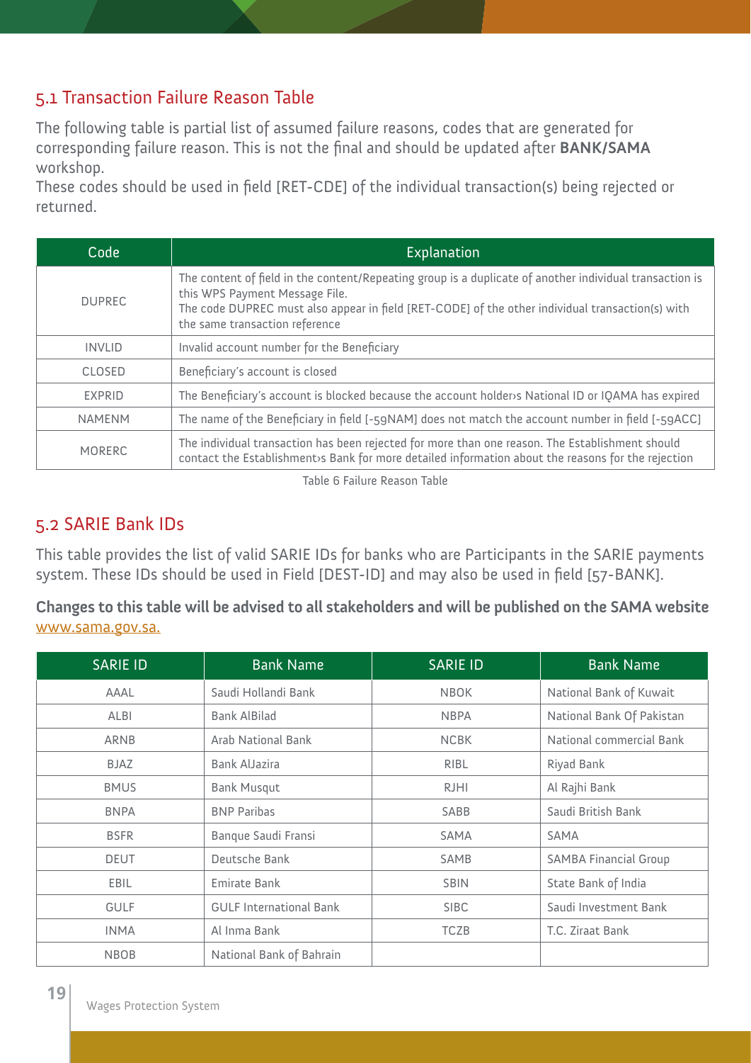## 5.1 Transaction Failure Reason Table

The following table is partial list of assumed failure reasons, codes that are generated for corresponding failure reason. This is not the final and should be updated after **BANK/SAMA** workshop.
These codes should be used in field [RET-CDE] of the individual transaction(s) being rejected or returned.

| Code | Explanation |
|---|---|
| DUPREC | The content of field in the content/Repeating group is a duplicate of another individual transaction is this WPS Payment Message File. The code DUPREC must also appear in field [RET-CODE] of the other individual transaction(s) with the same transaction reference |
| INVLID | Invalid account number for the Beneficiary |
| CLOSED | Beneficiary's account is closed |
| EXPRID | The Beneficiary's account is blocked because the account holder›s National ID or IQAMA has expired |
| NAMENM | The name of the Beneficiary in field [-59NAM] does not match the account number in field [-59ACC] |
| MORERC | The individual transaction has been rejected for more than one reason. The Establishment should contact the Establishment›s Bank for more detailed information about the reasons for the rejection |

Table 6 Failure Reason Table

## 5.2 SARIE Bank IDs

This table provides the list of valid SARIE IDs for banks who are Participants in the SARIE payments system. These IDs should be used in Field [DEST-ID] and may also be used in field [57-BANK].

**Changes to this table will be advised to all stakeholders and will be published on the SAMA website** www.sama.gov.sa.

| SARIE ID | Bank Name | SARIE ID | Bank Name |
|---|---|---|---|
| AAAL | Saudi Hollandi Bank | NBOK | National Bank of Kuwait |
| ALBI | Bank AlBilad | NBPA | National Bank Of Pakistan |
| ARNB | Arab National Bank | NCBK | National commercial Bank |
| BJAZ | Bank AlJazira | RIBL | Riyad Bank |
| BMUS | Bank Musqut | RJHI | Al Rajhi Bank |
| BNPA | BNP Paribas | SABB | Saudi British Bank |
| BSFR | Banque Saudi Fransi | SAMA | SAMA |
| DEUT | Deutsche Bank | SAMB | SAMBA Financial Group |
| EBIL | Emirate Bank | SBIN | State Bank of India |
| GULF | GULF International Bank | SIBC | Saudi Investment Bank |
| INMA | Al Inma Bank | TCZB | T.C. Ziraat Bank |
| NBOB | National Bank of Bahrain | | |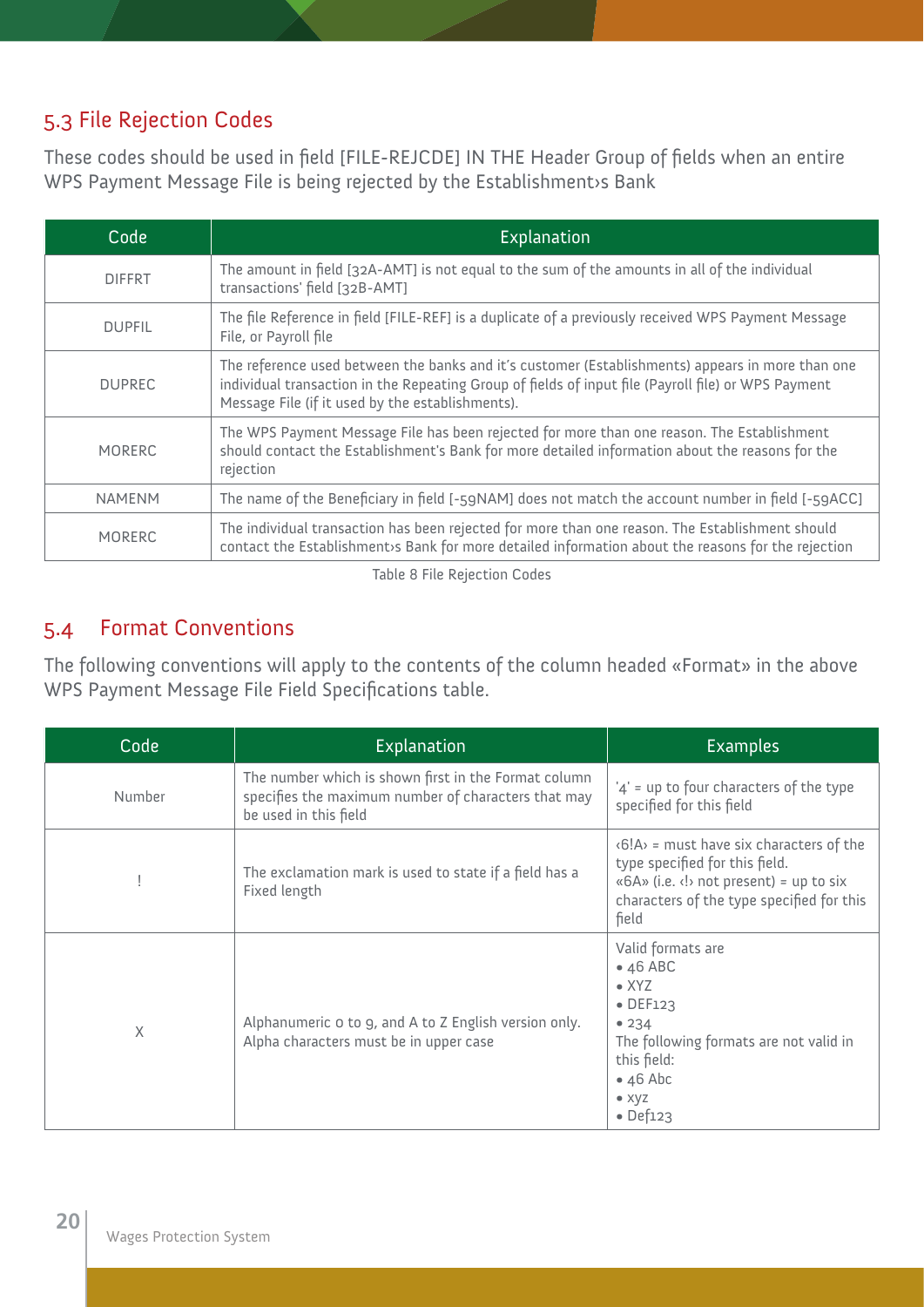## 5.3 File Rejection Codes

These codes should be used in field [FILE-REJCDE] IN THE Header Group of fields when an entire WPS Payment Message File is being rejected by the Establishment›s Bank

| Code | Explanation |
|---|---|
| DIFFRT | The amount in field [32A-AMT] is not equal to the sum of the amounts in all of the individual transactions' field [32B-AMT] |
| DUPFIL | The file Reference in field [FILE-REF] is a duplicate of a previously received WPS Payment Message File, or Payroll file |
| DUPREC | The reference used between the banks and it's customer (Establishments) appears in more than one individual transaction in the Repeating Group of fields of input file (Payroll file) or WPS Payment Message File (if it used by the establishments). |
| MORERC | The WPS Payment Message File has been rejected for more than one reason. The Establishment should contact the Establishment's Bank for more detailed information about the reasons for the rejection |
| NAMENM | The name of the Beneficiary in field [-59NAM] does not match the account number in field [-59ACC] |
| MORERC | The individual transaction has been rejected for more than one reason. The Establishment should contact the Establishment›s Bank for more detailed information about the reasons for the rejection |

Table 8 File Rejection Codes

## 5.4 Format Conventions

The following conventions will apply to the contents of the column headed «Format» in the above WPS Payment Message File Field Specifications table.

| Code | Explanation | Examples |
|---|---|---|
| Number | The number which is shown first in the Format column specifies the maximum number of characters that may be used in this field | '4' = up to four characters of the type specified for this field |
| ! | The exclamation mark is used to state if a field has a Fixed length | ‹6!A› = must have six characters of the type specified for this field.<br>«6A» (i.e. ‹!› not present) = up to six characters of the type specified for this field |
| X | Alphanumeric 0 to 9, and A to Z English version only. Alpha characters must be in upper case | Valid formats are<br>• 46 ABC<br>• XYZ<br>• DEF123<br>• 234<br>The following formats are not valid in this field:<br>• 46 Abc<br>• xyz<br>• Def123 |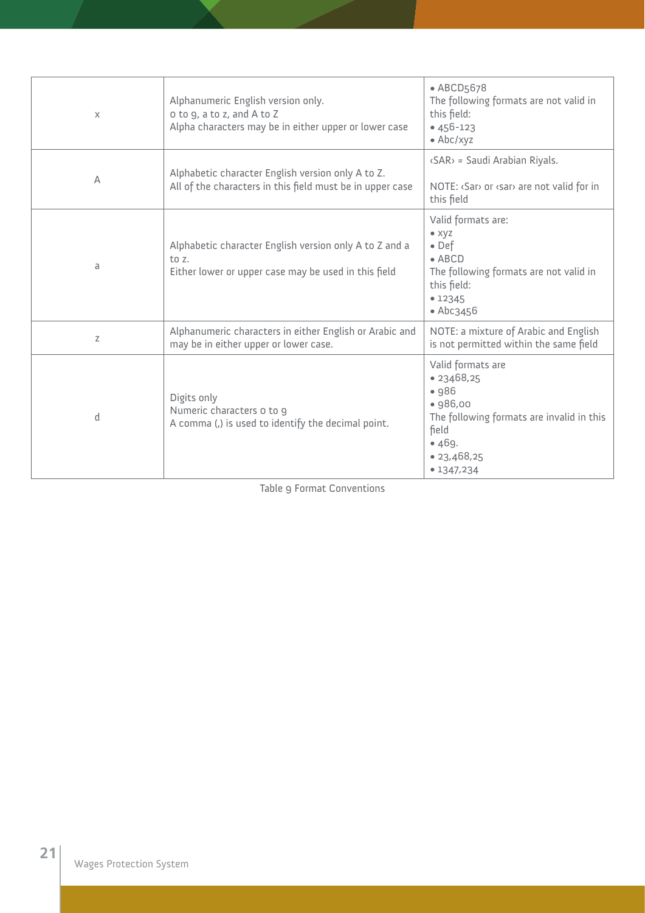| | | |
|---|---|---|
| x | Alphanumeric English version only.<br>0 to 9, a to z, and A to Z<br>Alpha characters may be in either upper or lower case | • ABCD5678<br>The following formats are not valid in this field:<br>• 456-123<br>• Abc/xyz |
| A | Alphabetic character English version only A to Z.<br>All of the characters in this field must be in upper case | ‹SAR› = Saudi Arabian Riyals.<br><br>NOTE: ‹Sar› or ‹sar› are not valid for in this field |
| a | Alphabetic character English version only A to Z and a to z.<br>Either lower or upper case may be used in this field | Valid formats are:<br>• xyz<br>• Def<br>• ABCD<br>The following formats are not valid in this field:<br>• 12345<br>• Abc3456 |
| z | Alphanumeric characters in either English or Arabic and may be in either upper or lower case. | NOTE: a mixture of Arabic and English is not permitted within the same field |
| d | Digits only<br>Numeric characters 0 to 9<br>A comma (,) is used to identify the decimal point. | Valid formats are<br>• 23468,25<br>• 986<br>• 986,00<br>The following formats are invalid in this field<br>• 469.<br>• 23,468,25<br>• 1347,234 |

Table 9 Format Conventions